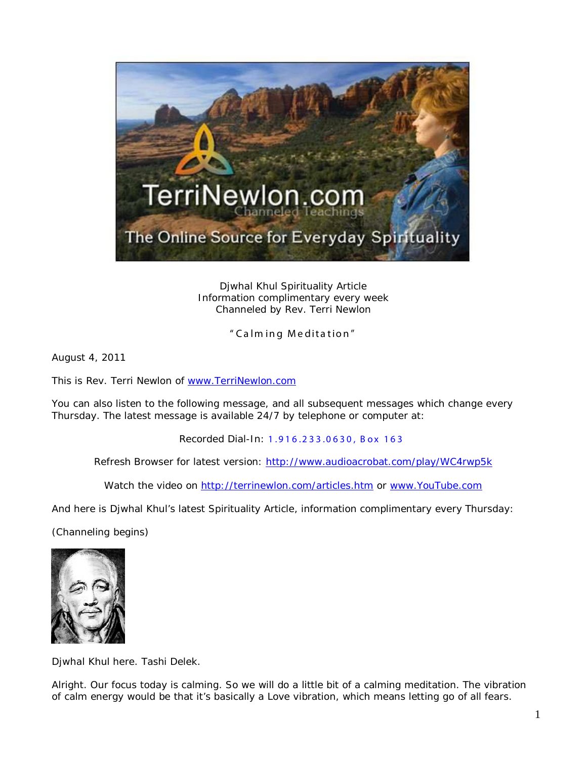Djwhal Khul Spirituality Article
Information complimentary every week
Channeled by Rev. Terri Newlon

"Calming Meditation"

August 4, 2011

This is Rev. Terri Newlon of www.TerriNewlon.com

You can also listen to the following message, and all subsequent messages which change every Thursday. The latest message is available 24/7 by telephone or computer at:

Recorded Dial-In: 1.916.233.0630, Box 163

Refresh Browser for latest version: http://www.audioacrobat.com/play/WC4rwp5k

Watch the video on http://terrinewlon.com/articles.htm or www.YouTube.com

And here is Djwhal Khul's latest Spirituality Article, information complimentary every Thursday:

(Channeling begins)

Djwhal Khul here. Tashi Delek.

Alright. Our focus today is calming. So we will do a little bit of a calming meditation. The vibration of calm energy would be that it's basically a Love vibration, which means letting go of all fears.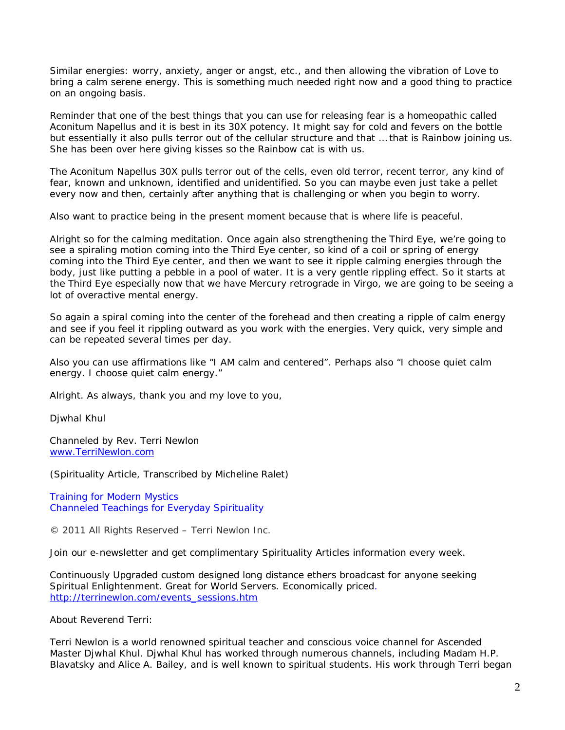Similar energies: worry, anxiety, anger or angst, etc., and then allowing the vibration of Love to bring a calm serene energy. This is something much needed right now and a good thing to practice on an ongoing basis.

Reminder that one of the best things that you can use for releasing fear is a homeopathic called Aconitum Napellus and it is best in its 30X potency. It might say for cold and fevers on the bottle but essentially it also pulls terror out of the cellular structure and that … that is Rainbow joining us. She has been over here giving kisses so the Rainbow cat is with us.

The Aconitum Napellus 30X pulls terror out of the cells, even old terror, recent terror, any kind of fear, known and unknown, identified and unidentified. So you can maybe even just take a pellet every now and then, certainly after anything that is challenging or when you begin to worry.

Also want to practice being in the present moment because that is where life is peaceful.

Alright so for the calming meditation. Once again also strengthening the Third Eye, we're going to see a spiraling motion coming into the Third Eye center, so kind of a coil or spring of energy coming into the Third Eye center, and then we want to see it ripple calming energies through the body, just like putting a pebble in a pool of water. It is a very gentle rippling effect. So it starts at the Third Eye especially now that we have Mercury retrograde in Virgo, we are going to be seeing a lot of overactive mental energy.

So again a spiral coming into the center of the forehead and then creating a ripple of calm energy and see if you feel it rippling outward as you work with the energies. Very quick, very simple and can be repeated several times per day.

Also you can use affirmations like "I AM calm and centered". Perhaps also "I choose quiet calm energy. I choose quiet calm energy."

Alright. As always, thank you and my love to you,

Djwhal Khul

Channeled by Rev. Terri Newlon
www.TerriNewlon.com

(Spirituality Article, Transcribed by Micheline Ralet)

Training for Modern Mystics
Channeled Teachings for Everyday Spirituality

© 2011 All Rights Reserved – Terri Newlon Inc.

Join our e-newsletter and get complimentary Spirituality Articles information every week.

Continuously Upgraded custom designed long distance ethers broadcast for anyone seeking Spiritual Enlightenment. Great for World Servers. Economically priced.
http://terrinewlon.com/events_sessions.htm

About Reverend Terri:

Terri Newlon is a world renowned spiritual teacher and conscious voice channel for Ascended Master Djwhal Khul. Djwhal Khul has worked through numerous channels, including Madam H.P. Blavatsky and Alice A. Bailey, and is well known to spiritual students. His work through Terri began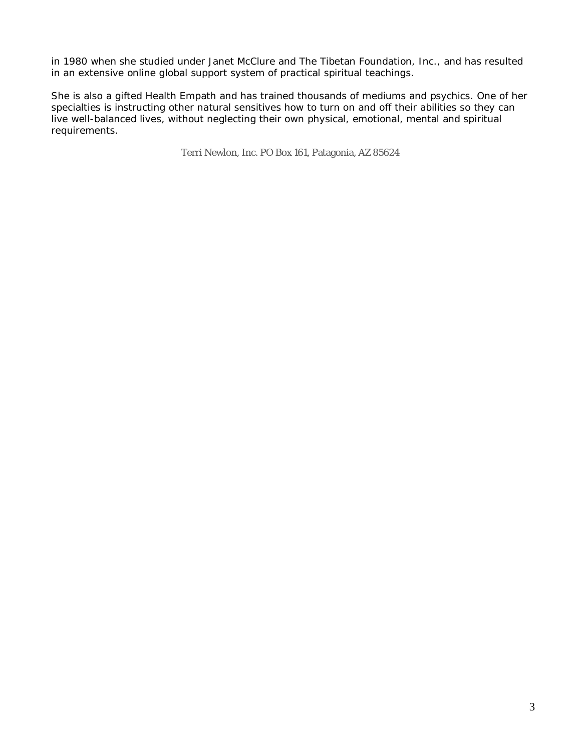in 1980 when she studied under Janet McClure and The Tibetan Foundation, Inc., and has resulted in an extensive online global support system of practical spiritual teachings.

She is also a gifted Health Empath and has trained thousands of mediums and psychics. One of her specialties is instructing other natural sensitives how to turn on and off their abilities so they can live well-balanced lives, without neglecting their own physical, emotional, mental and spiritual requirements.

Terri Newlon, Inc. PO Box 161, Patagonia, AZ 85624